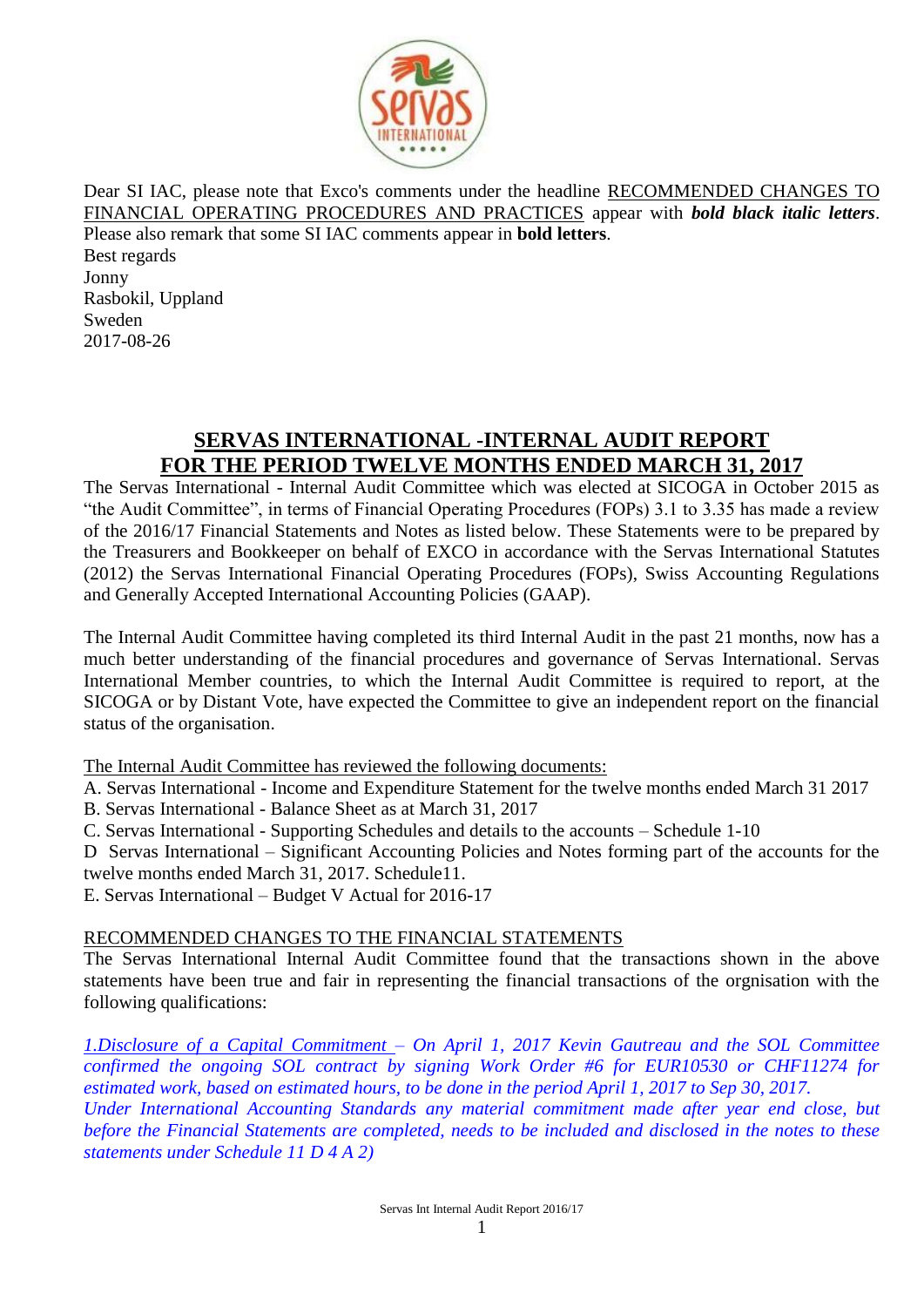Dear SI IAC, please note that Exco's comments under the headline RECOMMENDED CHANGES TO FINANCIAL OPERATING PROCEDURES AND PRACTICES appear with ***bold black italic letters***. Please also remark that some SI IAC comments appear in **bold letters**.

Best regards
Jonny
Rasbokil, Uppland
Sweden
2017-08-26

# SERVAS INTERNATIONAL -INTERNAL AUDIT REPORT FOR THE PERIOD TWELVE MONTHS ENDED MARCH 31, 2017

The Servas International - Internal Audit Committee which was elected at SICOGA in October 2015 as "the Audit Committee", in terms of Financial Operating Procedures (FOPs) 3.1 to 3.35 has made a review of the 2016/17 Financial Statements and Notes as listed below. These Statements were to be prepared by the Treasurers and Bookkeeper on behalf of EXCO in accordance with the Servas International Statutes (2012) the Servas International Financial Operating Procedures (FOPs), Swiss Accounting Regulations and Generally Accepted International Accounting Policies (GAAP).

The Internal Audit Committee having completed its third Internal Audit in the past 21 months, now has a much better understanding of the financial procedures and governance of Servas International. Servas International Member countries, to which the Internal Audit Committee is required to report, at the SICOGA or by Distant Vote, have expected the Committee to give an independent report on the financial status of the organisation.

The Internal Audit Committee has reviewed the following documents:

A. Servas International - Income and Expenditure Statement for the twelve months ended March 31 2017
B. Servas International - Balance Sheet as at March 31, 2017
C. Servas International - Supporting Schedules and details to the accounts – Schedule 1-10
D Servas International – Significant Accounting Policies and Notes forming part of the accounts for the twelve months ended March 31, 2017. Schedule11.
E. Servas International – Budget V Actual for 2016-17

RECOMMENDED CHANGES TO THE FINANCIAL STATEMENTS

The Servas International Internal Audit Committee found that the transactions shown in the above statements have been true and fair in representing the financial transactions of the orgnisation with the following qualifications:

*1.Disclosure of a Capital Commitment – On April 1, 2017 Kevin Gautreau and the SOL Committee confirmed the ongoing SOL contract by signing Work Order #6 for EUR10530 or CHF11274 for estimated work, based on estimated hours, to be done in the period April 1, 2017 to Sep 30, 2017.*
*Under International Accounting Standards any material commitment made after year end close, but before the Financial Statements are completed, needs to be included and disclosed in the notes to these statements under Schedule 11 D 4 A 2)*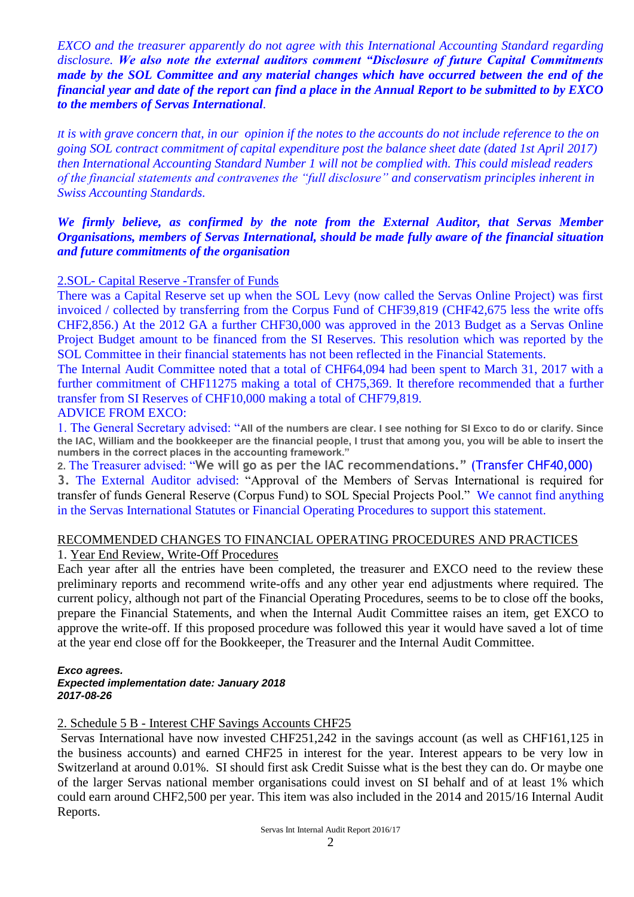*EXCO and the treasurer apparently do not agree with this International Accounting Standard regarding disclosure.* ***We also note the external auditors comment "Disclosure of future Capital Commitments made by the SOL Committee and any material changes which have occurred between the end of the financial year and date of the report can find a place in the Annual Report to be submitted to by EXCO to the members of Servas International****.*

*It is with grave concern that, in our opinion if the notes to the accounts do not include reference to the on going SOL contract commitment of capital expenditure post the balance sheet date (dated 1st April 2017) then International Accounting Standard Number 1 will not be complied with. This could mislead readers of the financial statements and contravenes the "full disclosure" and conservatism principles inherent in Swiss Accounting Standards.*

***We firmly believe, as confirmed by the note from the External Auditor, that Servas Member Organisations, members of Servas International, should be made fully aware of the financial situation and future commitments of the organisation***

2.SOL- Capital Reserve -Transfer of Funds

There was a Capital Reserve set up when the SOL Levy (now called the Servas Online Project) was first invoiced / collected by transferring from the Corpus Fund of CHF39,819 (CHF42,675 less the write offs CHF2,856.) At the 2012 GA a further CHF30,000 was approved in the 2013 Budget as a Servas Online Project Budget amount to be financed from the SI Reserves. This resolution which was reported by the SOL Committee in their financial statements has not been reflected in the Financial Statements.

The Internal Audit Committee noted that a total of CHF64,094 had been spent to March 31, 2017 with a further commitment of CHF11275 making a total of CH75,369. It therefore recommended that a further transfer from SI Reserves of CHF10,000 making a total of CHF79,819.

ADVICE FROM EXCO:

1. The General Secretary advised: "**All of the numbers are clear. I see nothing for SI Exco to do or clarify. Since the IAC, William and the bookkeeper are the financial people, I trust that among you, you will be able to insert the numbers in the correct places in the accounting framework.**"

2. The Treasurer advised: "**We will go as per the IAC recommendations.**" (Transfer CHF40,000)

3. The External Auditor advised: "Approval of the Members of Servas International is required for transfer of funds General Reserve (Corpus Fund) to SOL Special Projects Pool." We cannot find anything in the Servas International Statutes or Financial Operating Procedures to support this statement.

RECOMMENDED CHANGES TO FINANCIAL OPERATING PROCEDURES AND PRACTICES

1. Year End Review, Write-Off Procedures

Each year after all the entries have been completed, the treasurer and EXCO need to the review these preliminary reports and recommend write-offs and any other year end adjustments where required. The current policy, although not part of the Financial Operating Procedures, seems to be to close off the books, prepare the Financial Statements, and when the Internal Audit Committee raises an item, get EXCO to approve the write-off. If this proposed procedure was followed this year it would have saved a lot of time at the year end close off for the Bookkeeper, the Treasurer and the Internal Audit Committee.

***Exco agrees.***
***Expected implementation date: January 2018***
***2017-08-26***

2. Schedule 5 B - Interest CHF Savings Accounts CHF25

Servas International have now invested CHF251,242 in the savings account (as well as CHF161,125 in the business accounts) and earned CHF25 in interest for the year. Interest appears to be very low in Switzerland at around 0.01%. SI should first ask Credit Suisse what is the best they can do. Or maybe one of the larger Servas national member organisations could invest on SI behalf and of at least 1% which could earn around CHF2,500 per year. This item was also included in the 2014 and 2015/16 Internal Audit Reports.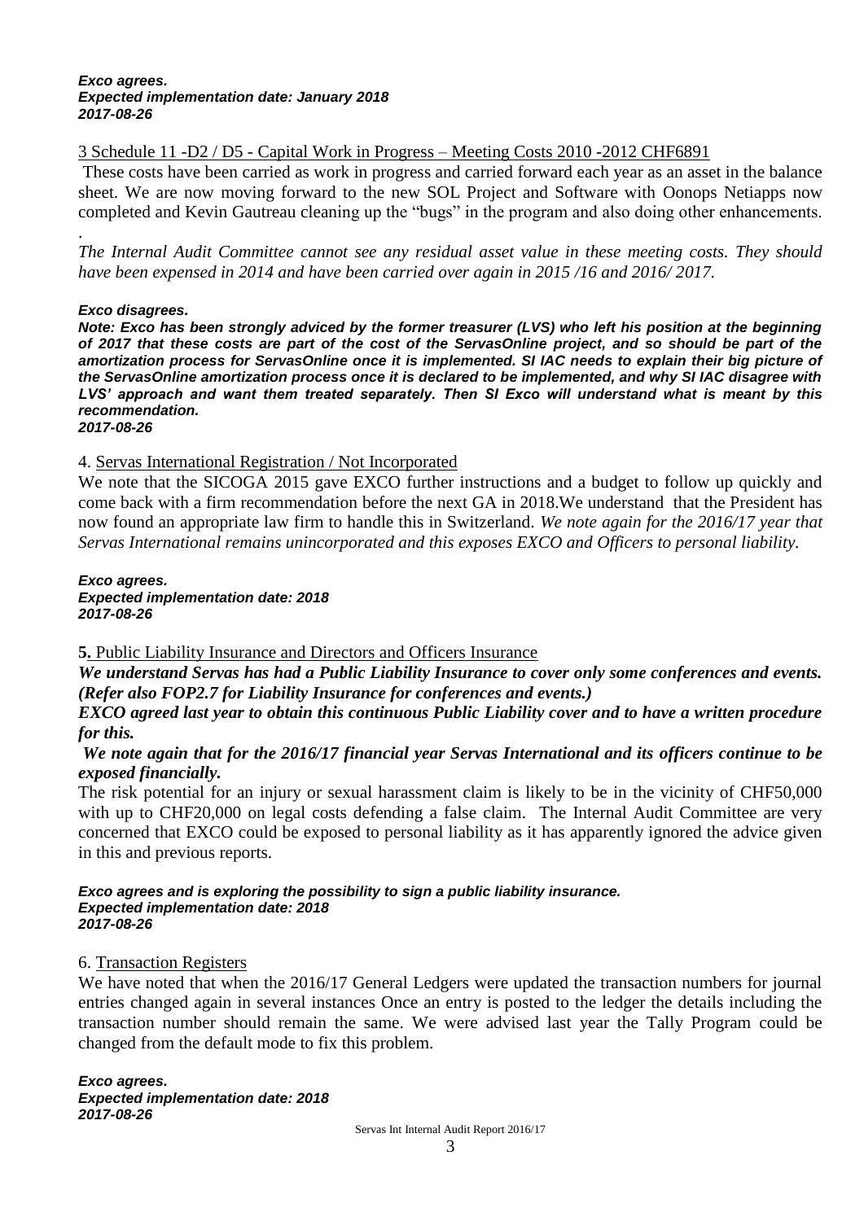***Exco agrees.***
***Expected implementation date: January 2018***
***2017-08-26***

3 Schedule 11 -D2 / D5 - Capital Work in Progress – Meeting Costs 2010 -2012 CHF6891

These costs have been carried as work in progress and carried forward each year as an asset in the balance sheet. We are now moving forward to the new SOL Project and Software with Oonops Netiapps now completed and Kevin Gautreau cleaning up the "bugs" in the program and also doing other enhancements.

.

*The Internal Audit Committee cannot see any residual asset value in these meeting costs. They should have been expensed in 2014 and have been carried over again in 2015 /16 and 2016/ 2017.*

***Exco disagrees.***
***Note: Exco has been strongly adviced by the former treasurer (LVS) who left his position at the beginning of 2017 that these costs are part of the cost of the ServasOnline project, and so should be part of the amortization process for ServasOnline once it is implemented. SI IAC needs to explain their big picture of the ServasOnline amortization process once it is declared to be implemented, and why SI IAC disagree with LVS' approach and want them treated separately. Then SI Exco will understand what is meant by this recommendation.***
***2017-08-26***

4. Servas International Registration / Not Incorporated

We note that the SICOGA 2015 gave EXCO further instructions and a budget to follow up quickly and come back with a firm recommendation before the next GA in 2018.We understand that the President has now found an appropriate law firm to handle this in Switzerland. *We note again for the 2016/17 year that Servas International remains unincorporated and this exposes EXCO and Officers to personal liability.*

***Exco agrees.***
***Expected implementation date: 2018***
***2017-08-26***

**5.** Public Liability Insurance and Directors and Officers Insurance

***We understand Servas has had a Public Liability Insurance to cover only some conferences and events. (Refer also FOP2.7 for Liability Insurance for conferences and events.)***

***EXCO agreed last year to obtain this continuous Public Liability cover and to have a written procedure for this.***

***We note again that for the 2016/17 financial year Servas International and its officers continue to be exposed financially.***

The risk potential for an injury or sexual harassment claim is likely to be in the vicinity of CHF50,000 with up to CHF20,000 on legal costs defending a false claim. The Internal Audit Committee are very concerned that EXCO could be exposed to personal liability as it has apparently ignored the advice given in this and previous reports.

***Exco agrees and is exploring the possibility to sign a public liability insurance.***
***Expected implementation date: 2018***
***2017-08-26***

6. Transaction Registers

We have noted that when the 2016/17 General Ledgers were updated the transaction numbers for journal entries changed again in several instances Once an entry is posted to the ledger the details including the transaction number should remain the same. We were advised last year the Tally Program could be changed from the default mode to fix this problem.

***Exco agrees.***
***Expected implementation date: 2018***
***2017-08-26***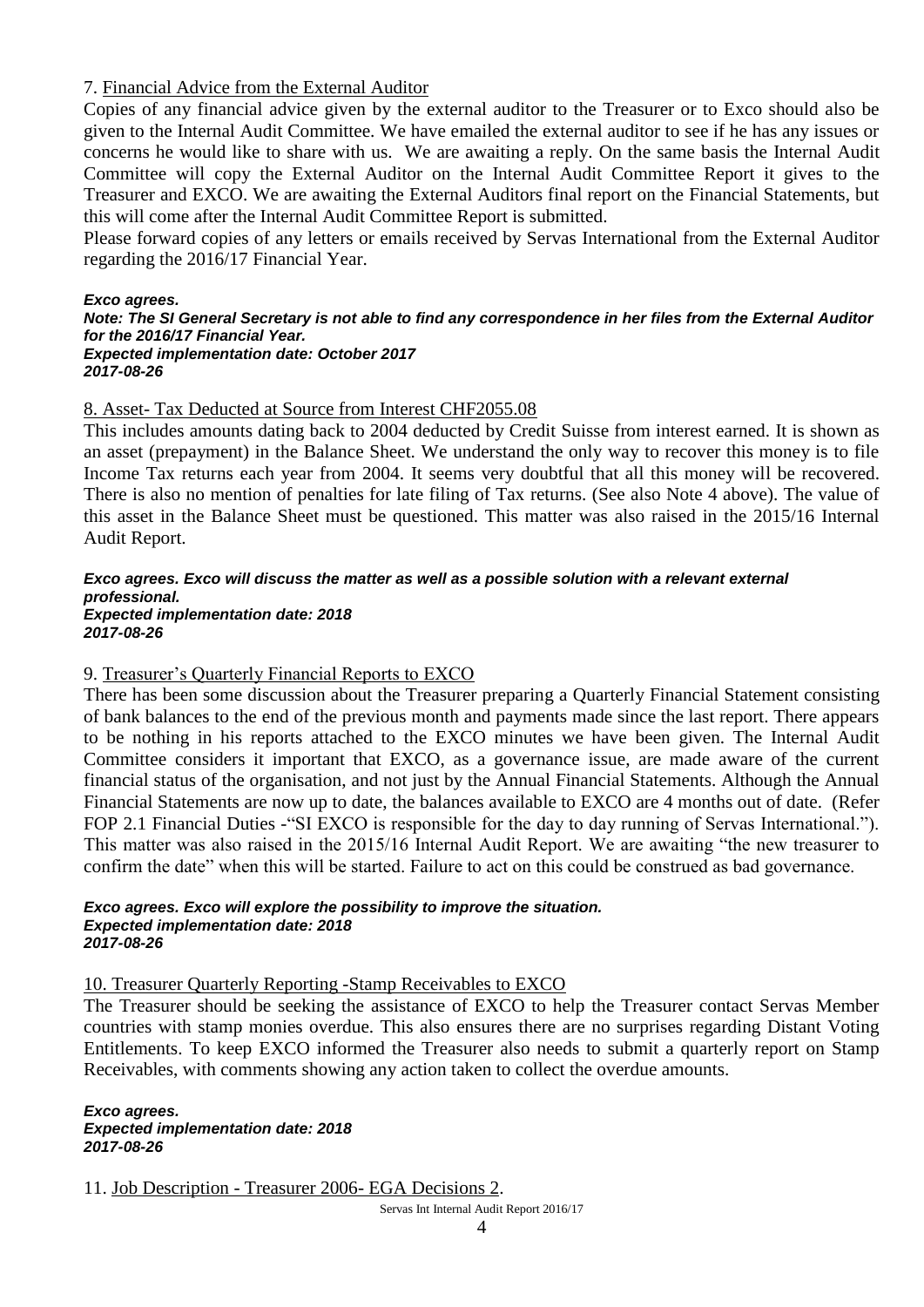7. Financial Advice from the External Auditor

Copies of any financial advice given by the external auditor to the Treasurer or to Exco should also be given to the Internal Audit Committee. We have emailed the external auditor to see if he has any issues or concerns he would like to share with us. We are awaiting a reply. On the same basis the Internal Audit Committee will copy the External Auditor on the Internal Audit Committee Report it gives to the Treasurer and EXCO. We are awaiting the External Auditors final report on the Financial Statements, but this will come after the Internal Audit Committee Report is submitted.

Please forward copies of any letters or emails received by Servas International from the External Auditor regarding the 2016/17 Financial Year.

***Exco agrees.***
***Note: The SI General Secretary is not able to find any correspondence in her files from the External Auditor for the 2016/17 Financial Year.***
***Expected implementation date: October 2017***
***2017-08-26***

8. Asset- Tax Deducted at Source from Interest CHF2055.08

This includes amounts dating back to 2004 deducted by Credit Suisse from interest earned. It is shown as an asset (prepayment) in the Balance Sheet. We understand the only way to recover this money is to file Income Tax returns each year from 2004. It seems very doubtful that all this money will be recovered. There is also no mention of penalties for late filing of Tax returns. (See also Note 4 above). The value of this asset in the Balance Sheet must be questioned. This matter was also raised in the 2015/16 Internal Audit Report.

***Exco agrees. Exco will discuss the matter as well as a possible solution with a relevant external professional.***
***Expected implementation date: 2018***
***2017-08-26***

9. Treasurer's Quarterly Financial Reports to EXCO

There has been some discussion about the Treasurer preparing a Quarterly Financial Statement consisting of bank balances to the end of the previous month and payments made since the last report. There appears to be nothing in his reports attached to the EXCO minutes we have been given. The Internal Audit Committee considers it important that EXCO, as a governance issue, are made aware of the current financial status of the organisation, and not just by the Annual Financial Statements. Although the Annual Financial Statements are now up to date, the balances available to EXCO are 4 months out of date. (Refer FOP 2.1 Financial Duties -"SI EXCO is responsible for the day to day running of Servas International."). This matter was also raised in the 2015/16 Internal Audit Report. We are awaiting "the new treasurer to confirm the date" when this will be started. Failure to act on this could be construed as bad governance.

***Exco agrees. Exco will explore the possibility to improve the situation.***
***Expected implementation date: 2018***
***2017-08-26***

10. Treasurer Quarterly Reporting -Stamp Receivables to EXCO

The Treasurer should be seeking the assistance of EXCO to help the Treasurer contact Servas Member countries with stamp monies overdue. This also ensures there are no surprises regarding Distant Voting Entitlements. To keep EXCO informed the Treasurer also needs to submit a quarterly report on Stamp Receivables, with comments showing any action taken to collect the overdue amounts.

***Exco agrees.***
***Expected implementation date: 2018***
***2017-08-26***

11. Job Description - Treasurer 2006- EGA Decisions 2.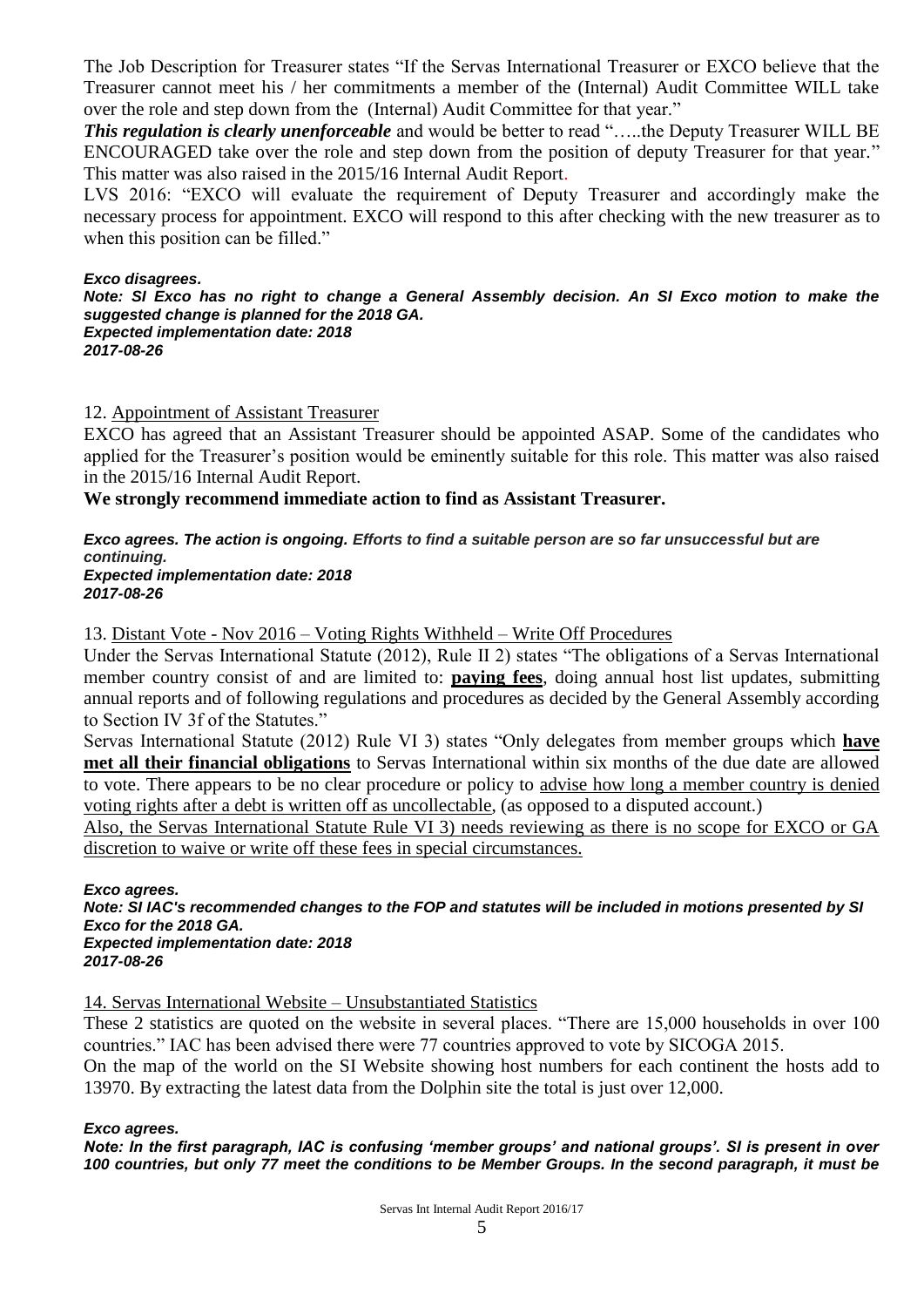The Job Description for Treasurer states "If the Servas International Treasurer or EXCO believe that the Treasurer cannot meet his / her commitments a member of the (Internal) Audit Committee WILL take over the role and step down from the (Internal) Audit Committee for that year."

***This regulation is clearly unenforceable*** and would be better to read "…..the Deputy Treasurer WILL BE ENCOURAGED take over the role and step down from the position of deputy Treasurer for that year." This matter was also raised in the 2015/16 Internal Audit Report.

LVS 2016: "EXCO will evaluate the requirement of Deputy Treasurer and accordingly make the necessary process for appointment. EXCO will respond to this after checking with the new treasurer as to when this position can be filled."

***Exco disagrees.***
***Note: SI Exco has no right to change a General Assembly decision. An SI Exco motion to make the suggested change is planned for the 2018 GA.***
***Expected implementation date: 2018***
***2017-08-26***

12. Appointment of Assistant Treasurer

EXCO has agreed that an Assistant Treasurer should be appointed ASAP. Some of the candidates who applied for the Treasurer's position would be eminently suitable for this role. This matter was also raised in the 2015/16 Internal Audit Report.

**We strongly recommend immediate action to find as Assistant Treasurer.**

***Exco agrees. The action is ongoing. Efforts to find a suitable person are so far unsuccessful but are continuing.***
***Expected implementation date: 2018***
***2017-08-26***

13. Distant Vote - Nov 2016 – Voting Rights Withheld – Write Off Procedures

Under the Servas International Statute (2012), Rule II 2) states "The obligations of a Servas International member country consist of and are limited to: **paying fees**, doing annual host list updates, submitting annual reports and of following regulations and procedures as decided by the General Assembly according to Section IV 3f of the Statutes."

Servas International Statute (2012) Rule VI 3) states "Only delegates from member groups which **have met all their financial obligations** to Servas International within six months of the due date are allowed to vote. There appears to be no clear procedure or policy to advise how long a member country is denied voting rights after a debt is written off as uncollectable, (as opposed to a disputed account.)

Also, the Servas International Statute Rule VI 3) needs reviewing as there is no scope for EXCO or GA discretion to waive or write off these fees in special circumstances.

***Exco agrees.***
***Note: SI IAC's recommended changes to the FOP and statutes will be included in motions presented by SI Exco for the 2018 GA.***
***Expected implementation date: 2018***
***2017-08-26***

14. Servas International Website – Unsubstantiated Statistics

These 2 statistics are quoted on the website in several places. "There are 15,000 households in over 100 countries." IAC has been advised there were 77 countries approved to vote by SICOGA 2015.

On the map of the world on the SI Website showing host numbers for each continent the hosts add to 13970. By extracting the latest data from the Dolphin site the total is just over 12,000.

***Exco agrees.***
***Note: In the first paragraph, IAC is confusing 'member groups' and national groups'. SI is present in over 100 countries, but only 77 meet the conditions to be Member Groups. In the second paragraph, it must be***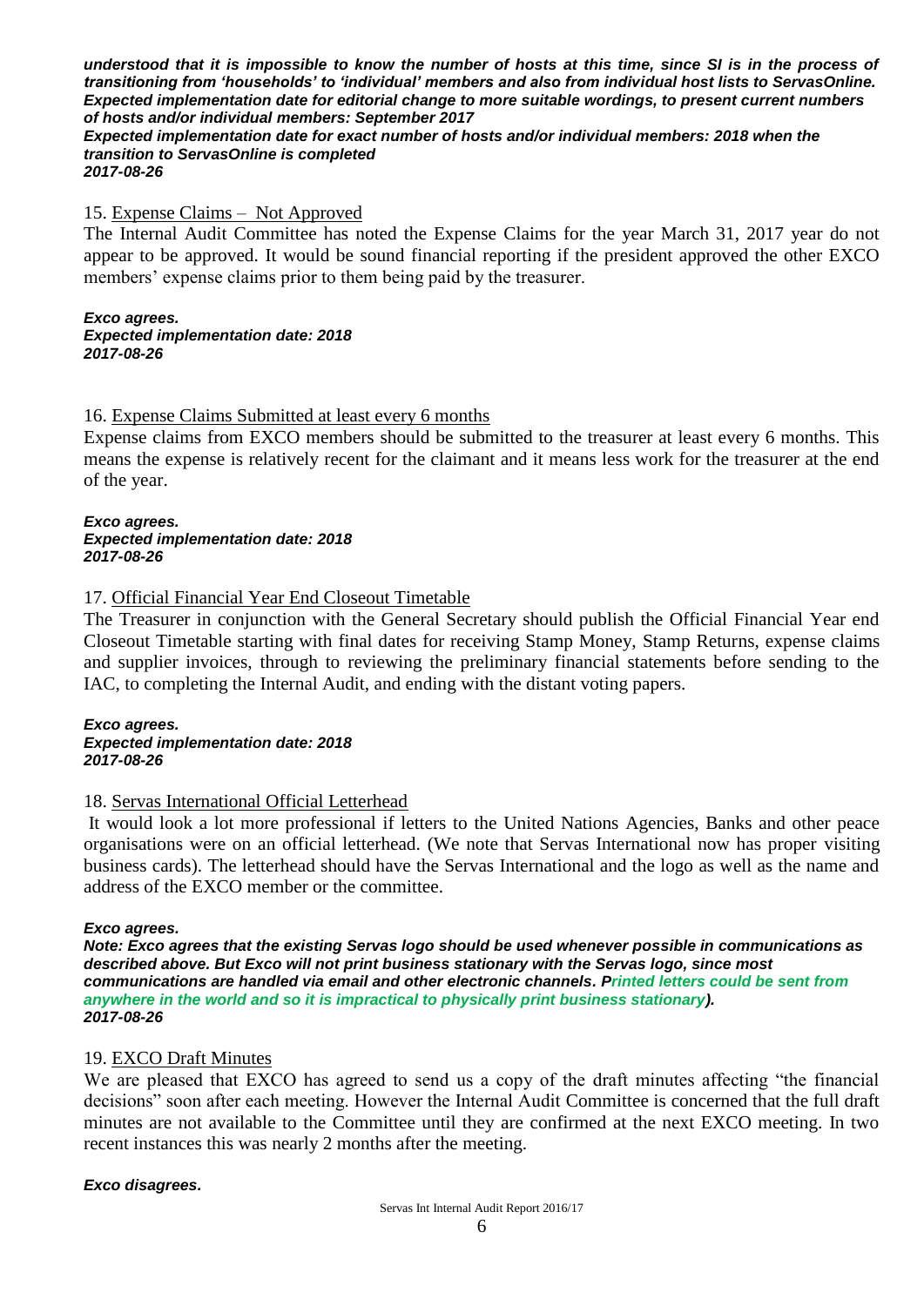***understood that it is impossible to know the number of hosts at this time, since SI is in the process of transitioning from 'households' to 'individual' members and also from individual host lists to ServasOnline.***
***Expected implementation date for editorial change to more suitable wordings, to present current numbers of hosts and/or individual members: September 2017***
***Expected implementation date for exact number of hosts and/or individual members: 2018 when the transition to ServasOnline is completed***
***2017-08-26***

15. Expense Claims – Not Approved

The Internal Audit Committee has noted the Expense Claims for the year March 31, 2017 year do not appear to be approved. It would be sound financial reporting if the president approved the other EXCO members' expense claims prior to them being paid by the treasurer.

***Exco agrees.***
***Expected implementation date: 2018***
***2017-08-26***

16. Expense Claims Submitted at least every 6 months

Expense claims from EXCO members should be submitted to the treasurer at least every 6 months. This means the expense is relatively recent for the claimant and it means less work for the treasurer at the end of the year.

***Exco agrees.***
***Expected implementation date: 2018***
***2017-08-26***

17. Official Financial Year End Closeout Timetable

The Treasurer in conjunction with the General Secretary should publish the Official Financial Year end Closeout Timetable starting with final dates for receiving Stamp Money, Stamp Returns, expense claims and supplier invoices, through to reviewing the preliminary financial statements before sending to the IAC, to completing the Internal Audit, and ending with the distant voting papers.

***Exco agrees.***
***Expected implementation date: 2018***
***2017-08-26***

18. Servas International Official Letterhead

It would look a lot more professional if letters to the United Nations Agencies, Banks and other peace organisations were on an official letterhead. (We note that Servas International now has proper visiting business cards). The letterhead should have the Servas International and the logo as well as the name and address of the EXCO member or the committee.

***Exco agrees.***
***Note: Exco agrees that the existing Servas logo should be used whenever possible in communications as described above. But Exco will not print business stationary with the Servas logo, since most communications are handled via email and other electronic channels. Printed letters could be sent from anywhere in the world and so it is impractical to physically print business stationary).***
***2017-08-26***

19. EXCO Draft Minutes

We are pleased that EXCO has agreed to send us a copy of the draft minutes affecting "the financial decisions" soon after each meeting. However the Internal Audit Committee is concerned that the full draft minutes are not available to the Committee until they are confirmed at the next EXCO meeting. In two recent instances this was nearly 2 months after the meeting.

***Exco disagrees.***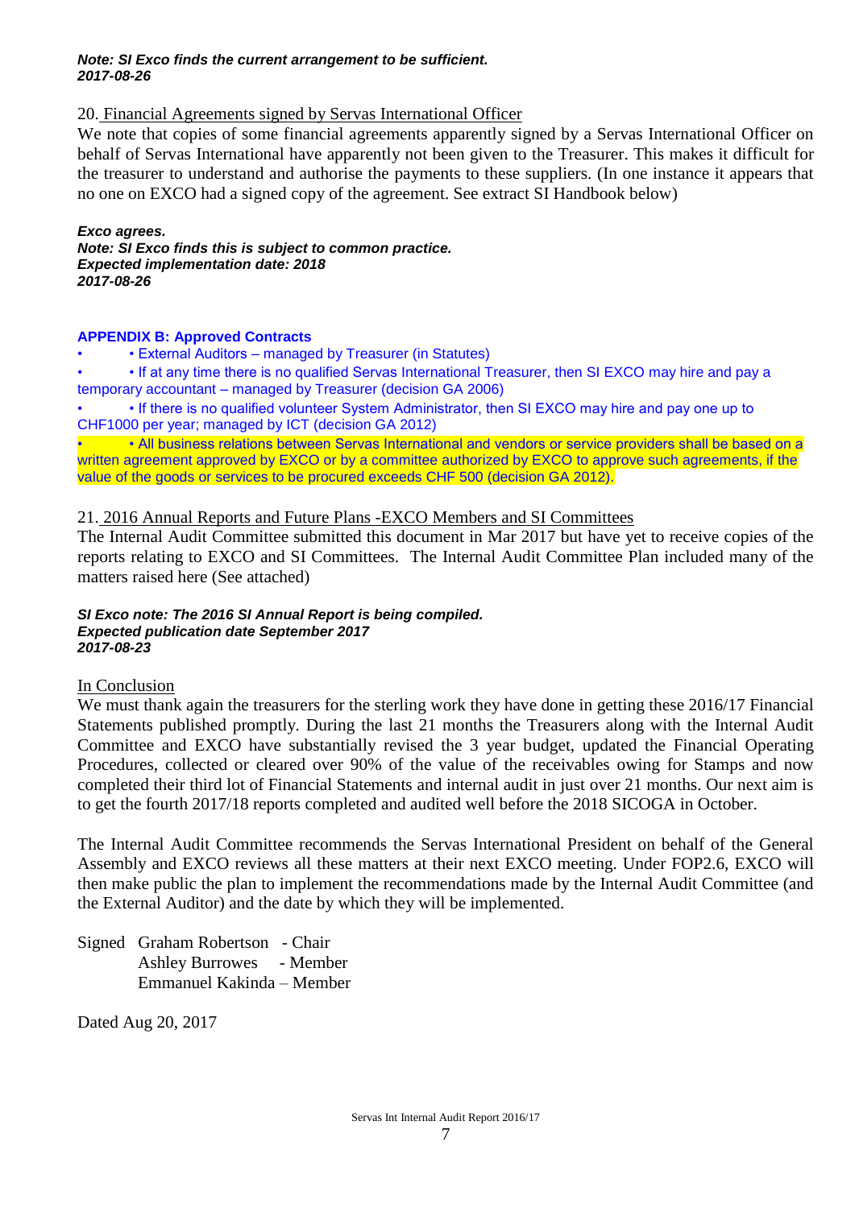***Note: SI Exco finds the current arrangement to be sufficient.***
***2017-08-26***

20. Financial Agreements signed by Servas International Officer

We note that copies of some financial agreements apparently signed by a Servas International Officer on behalf of Servas International have apparently not been given to the Treasurer. This makes it difficult for the treasurer to understand and authorise the payments to these suppliers. (In one instance it appears that no one on EXCO had a signed copy of the agreement. See extract SI Handbook below)

***Exco agrees.***
***Note: SI Exco finds this is subject to common practice.***
***Expected implementation date: 2018***
***2017-08-26***

**APPENDIX B: Approved Contracts**

- • External Auditors – managed by Treasurer (in Statutes)
- • If at any time there is no qualified Servas International Treasurer, then SI EXCO may hire and pay a temporary accountant – managed by Treasurer (decision GA 2006)
- • If there is no qualified volunteer System Administrator, then SI EXCO may hire and pay one up to CHF1000 per year; managed by ICT (decision GA 2012)
- • All business relations between Servas International and vendors or service providers shall be based on a written agreement approved by EXCO or by a committee authorized by EXCO to approve such agreements, if the value of the goods or services to be procured exceeds CHF 500 (decision GA 2012).

21. 2016 Annual Reports and Future Plans -EXCO Members and SI Committees

The Internal Audit Committee submitted this document in Mar 2017 but have yet to receive copies of the reports relating to EXCO and SI Committees. The Internal Audit Committee Plan included many of the matters raised here (See attached)

***SI Exco note: The 2016 SI Annual Report is being compiled.***
***Expected publication date September 2017***
***2017-08-23***

In Conclusion

We must thank again the treasurers for the sterling work they have done in getting these 2016/17 Financial Statements published promptly. During the last 21 months the Treasurers along with the Internal Audit Committee and EXCO have substantially revised the 3 year budget, updated the Financial Operating Procedures, collected or cleared over 90% of the value of the receivables owing for Stamps and now completed their third lot of Financial Statements and internal audit in just over 21 months. Our next aim is to get the fourth 2017/18 reports completed and audited well before the 2018 SICOGA in October.

The Internal Audit Committee recommends the Servas International President on behalf of the General Assembly and EXCO reviews all these matters at their next EXCO meeting. Under FOP2.6, EXCO will then make public the plan to implement the recommendations made by the Internal Audit Committee (and the External Auditor) and the date by which they will be implemented.

Signed Graham Robertson - Chair
Ashley Burrowes - Member
Emmanuel Kakinda – Member

Dated Aug 20, 2017